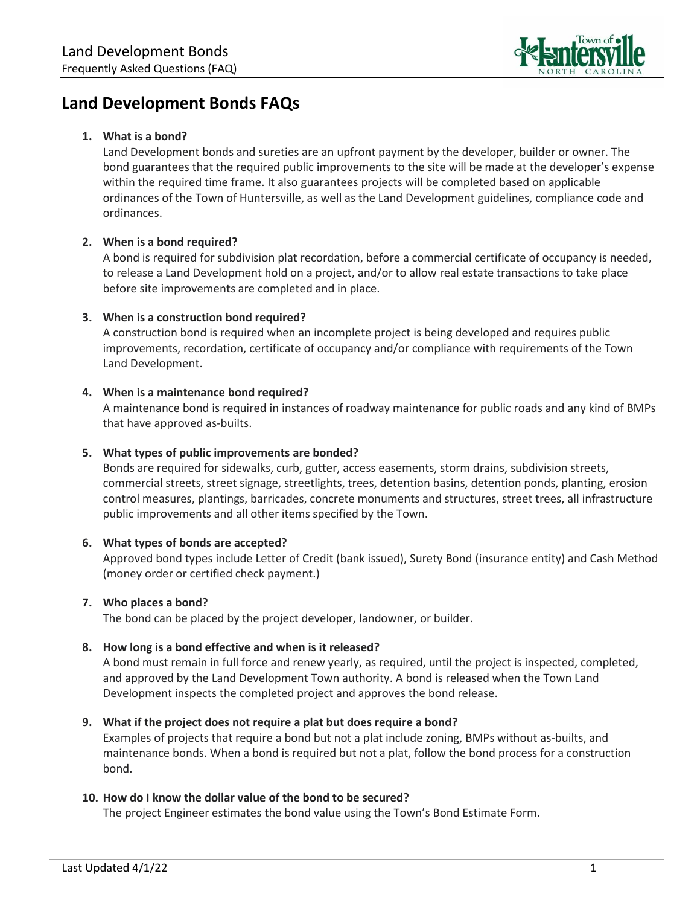# Land Development Bonds FAQs

1. **What is a bond?**
   Land Development bonds and sureties are an upfront payment by the developer, builder or owner. The bond guarantees that the required public improvements to the site will be made at the developer's expense within the required time frame. It also guarantees projects will be completed based on applicable ordinances of the Town of Huntersville, as well as the Land Development guidelines, compliance code and ordinances.

2. **When is a bond required?**
   A bond is required for subdivision plat recordation, before a commercial certificate of occupancy is needed, to release a Land Development hold on a project, and/or to allow real estate transactions to take place before site improvements are completed and in place.

3. **When is a construction bond required?**
   A construction bond is required when an incomplete project is being developed and requires public improvements, recordation, certificate of occupancy and/or compliance with requirements of the Town Land Development.

4. **When is a maintenance bond required?**
   A maintenance bond is required in instances of roadway maintenance for public roads and any kind of BMPs that have approved as-builts.

5. **What types of public improvements are bonded?**
   Bonds are required for sidewalks, curb, gutter, access easements, storm drains, subdivision streets, commercial streets, street signage, streetlights, trees, detention basins, detention ponds, planting, erosion control measures, plantings, barricades, concrete monuments and structures, street trees, all infrastructure public improvements and all other items specified by the Town.

6. **What types of bonds are accepted?**
   Approved bond types include Letter of Credit (bank issued), Surety Bond (insurance entity) and Cash Method (money order or certified check payment.)

7. **Who places a bond?**
   The bond can be placed by the project developer, landowner, or builder.

8. **How long is a bond effective and when is it released?**
   A bond must remain in full force and renew yearly, as required, until the project is inspected, completed, and approved by the Land Development Town authority. A bond is released when the Town Land Development inspects the completed project and approves the bond release.

9. **What if the project does not require a plat but does require a bond?**
   Examples of projects that require a bond but not a plat include zoning, BMPs without as-builts, and maintenance bonds. When a bond is required but not a plat, follow the bond process for a construction bond.

10. **How do I know the dollar value of the bond to be secured?**
    The project Engineer estimates the bond value using the Town's Bond Estimate Form.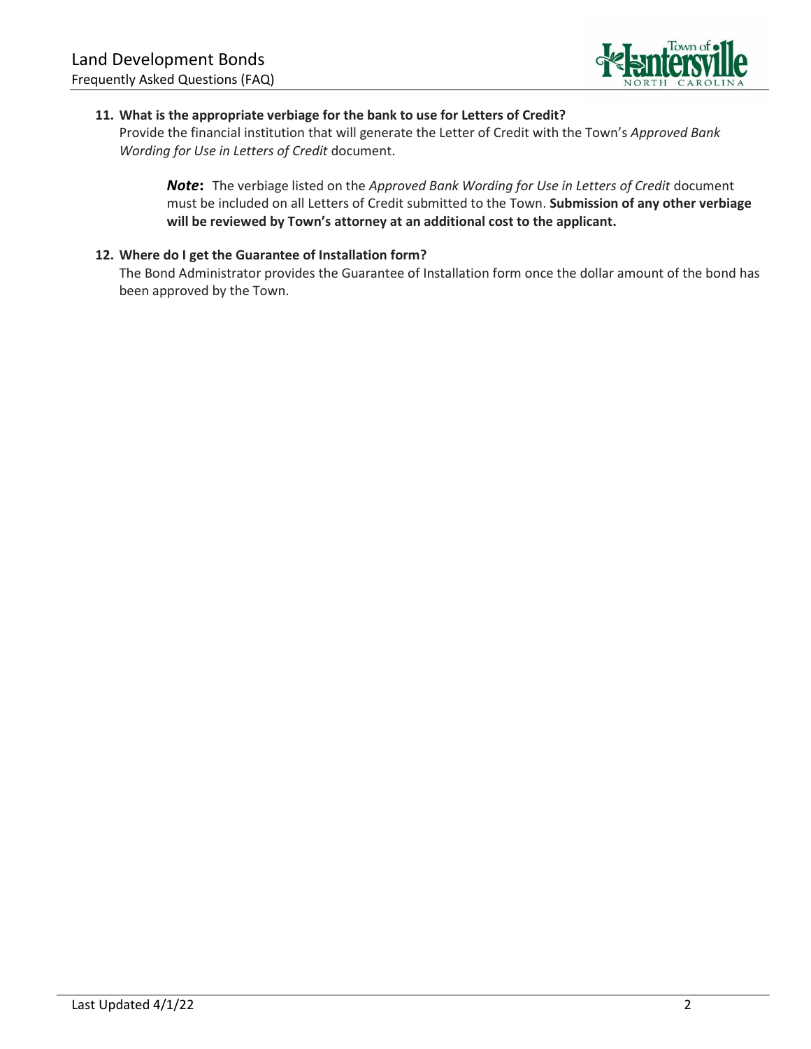**11. What is the appropriate verbiage for the bank to use for Letters of Credit?**

Provide the financial institution that will generate the Letter of Credit with the Town's *Approved Bank Wording for Use in Letters of Credit* document.

> ***Note*:** The verbiage listed on the *Approved Bank Wording for Use in Letters of Credit* document must be included on all Letters of Credit submitted to the Town. **Submission of any other verbiage will be reviewed by Town's attorney at an additional cost to the applicant.**

**12. Where do I get the Guarantee of Installation form?**

The Bond Administrator provides the Guarantee of Installation form once the dollar amount of the bond has been approved by the Town.